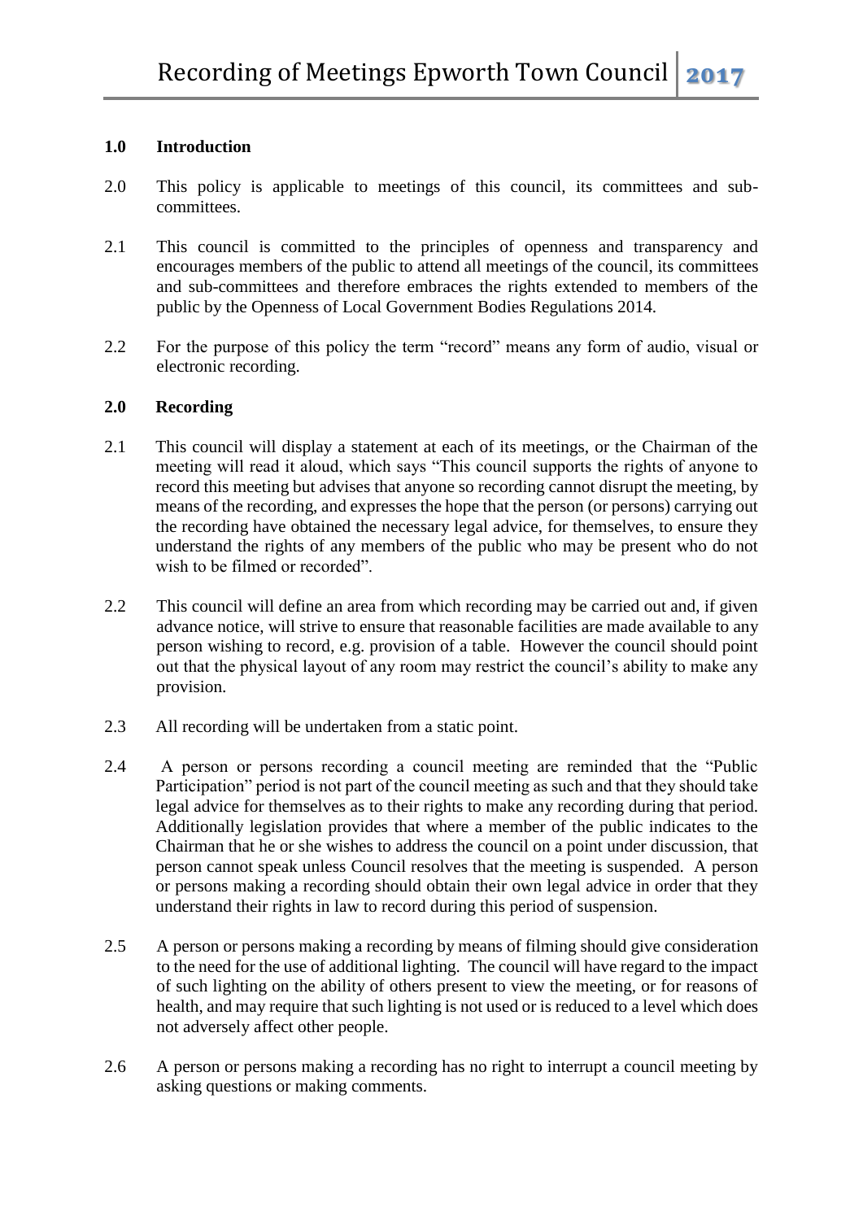## 1.0 Introduction

2.0 This policy is applicable to meetings of this council, its committees and sub-committees.

2.1 This council is committed to the principles of openness and transparency and encourages members of the public to attend all meetings of the council, its committees and sub-committees and therefore embraces the rights extended to members of the public by the Openness of Local Government Bodies Regulations 2014.

2.2 For the purpose of this policy the term "record" means any form of audio, visual or electronic recording.

## 2.0 Recording

2.1 This council will display a statement at each of its meetings, or the Chairman of the meeting will read it aloud, which says "This council supports the rights of anyone to record this meeting but advises that anyone so recording cannot disrupt the meeting, by means of the recording, and expresses the hope that the person (or persons) carrying out the recording have obtained the necessary legal advice, for themselves, to ensure they understand the rights of any members of the public who may be present who do not wish to be filmed or recorded".

2.2 This council will define an area from which recording may be carried out and, if given advance notice, will strive to ensure that reasonable facilities are made available to any person wishing to record, e.g. provision of a table. However the council should point out that the physical layout of any room may restrict the council's ability to make any provision.

2.3 All recording will be undertaken from a static point.

2.4 A person or persons recording a council meeting are reminded that the "Public Participation" period is not part of the council meeting as such and that they should take legal advice for themselves as to their rights to make any recording during that period. Additionally legislation provides that where a member of the public indicates to the Chairman that he or she wishes to address the council on a point under discussion, that person cannot speak unless Council resolves that the meeting is suspended. A person or persons making a recording should obtain their own legal advice in order that they understand their rights in law to record during this period of suspension.

2.5 A person or persons making a recording by means of filming should give consideration to the need for the use of additional lighting. The council will have regard to the impact of such lighting on the ability of others present to view the meeting, or for reasons of health, and may require that such lighting is not used or is reduced to a level which does not adversely affect other people.

2.6 A person or persons making a recording has no right to interrupt a council meeting by asking questions or making comments.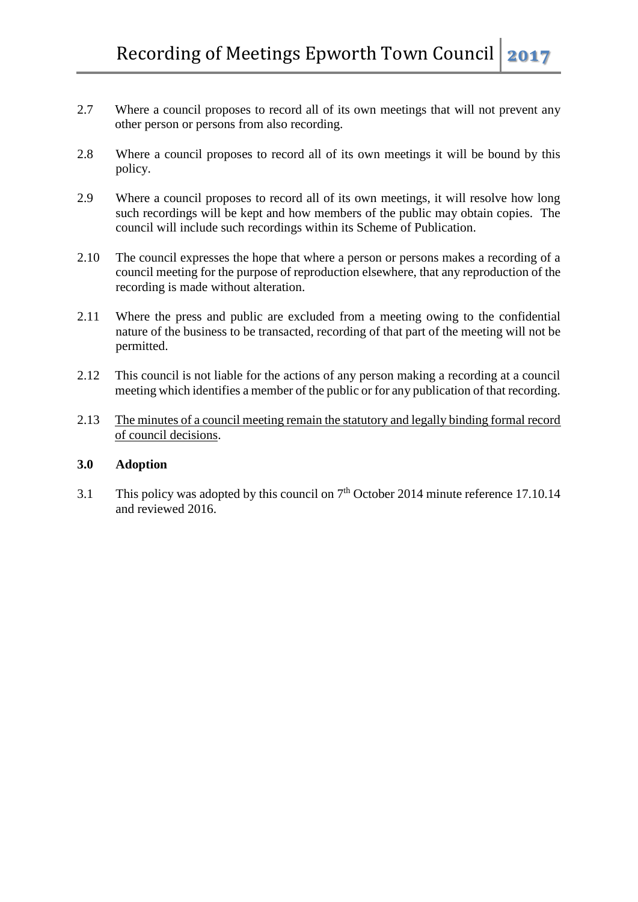2.7 Where a council proposes to record all of its own meetings that will not prevent any other person or persons from also recording.

2.8 Where a council proposes to record all of its own meetings it will be bound by this policy.

2.9 Where a council proposes to record all of its own meetings, it will resolve how long such recordings will be kept and how members of the public may obtain copies. The council will include such recordings within its Scheme of Publication.

2.10 The council expresses the hope that where a person or persons makes a recording of a council meeting for the purpose of reproduction elsewhere, that any reproduction of the recording is made without alteration.

2.11 Where the press and public are excluded from a meeting owing to the confidential nature of the business to be transacted, recording of that part of the meeting will not be permitted.

2.12 This council is not liable for the actions of any person making a recording at a council meeting which identifies a member of the public or for any publication of that recording.

2.13 <u>The minutes of a council meeting remain the statutory and legally binding formal record of council decisions</u>.

## 3.0 Adoption

3.1 This policy was adopted by this council on 7th October 2014 minute reference 17.10.14 and reviewed 2016.